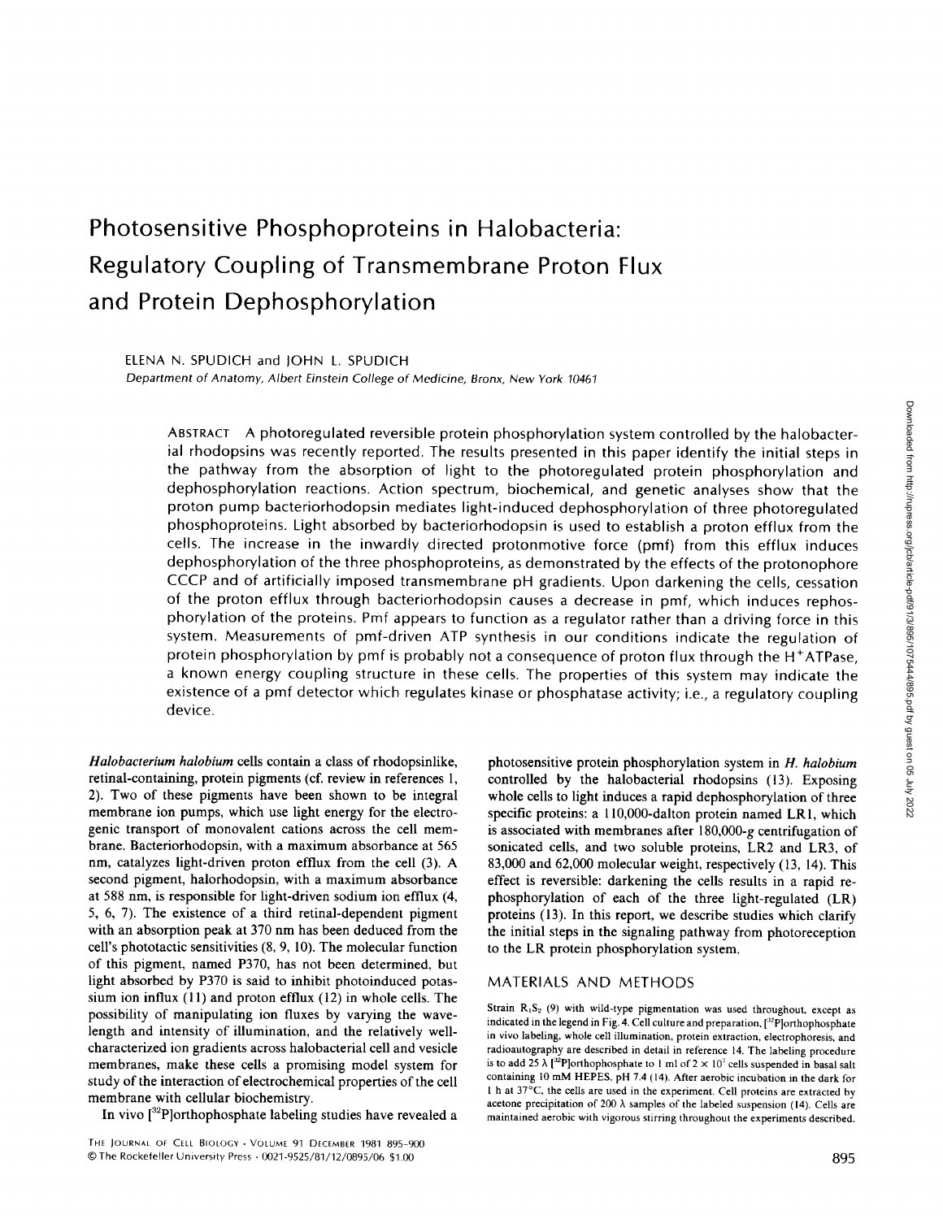# Photosensitive Phosphoproteins in Halobacteria: Regulatory Coupling of Transmembrane Proton Flux and Protein Dephosphorylation

ELENA N. SPUDICH and JOHN L. SPUDICH

*Department of Anatomy, Albert Einstein College of Medicine, Bronx, New York 10461*

ABSTRACT A photoregulated reversible protein phosphorylation system controlled by the halobacterial rhodopsins was recently reported. The results presented in this paper identify the initial steps in the pathway from the absorption of light to the photoregulated protein phosphorylation and dephosphorylation reactions. Action spectrum, biochemical, and genetic analyses show that the proton pump bacteriorhodopsin mediates light-induced dephosphorylation of three photoregulated phosphoproteins. Light absorbed by bacteriorhodopsin is used to establish a proton efflux from the cells. The increase in the inwardly directed protonmotive force (pmf) from this efflux induces dephosphorylation of the three phosphoproteins, as demonstrated by the effects of the protonophore CCCP and of artificially imposed transmembrane pH gradients. Upon darkening the cells, cessation of the proton efflux through bacteriorhodopsin causes a decrease in pmf, which induces rephosphorylation of the proteins. Pmf appears to function as a regulator rather than a driving force in this system. Measurements of pmf-driven ATP synthesis in our conditions indicate the regulation of protein phosphorylation by pmf is probably not a consequence of proton flux through the $H^+$ATPase, a known energy coupling structure in these cells. The properties of this system may indicate the existence of a pmf detector which regulates kinase or phosphatase activity; i.e., a regulatory coupling device.

*Halobacterium halobium* cells contain a class of rhodopsinlike, retinal-containing, protein pigments (cf. review in references 1, 2). Two of these pigments have been shown to be integral membrane ion pumps, which use light energy for the electrogenic transport of monovalent cations across the cell membrane. Bacteriorhodopsin, with a maximum absorbance at 565 nm, catalyzes light-driven proton efflux from the cell (3). A second pigment, halorhodopsin, with a maximum absorbance at 588 nm, is responsible for light-driven sodium ion efflux (4, 5, 6, 7). The existence of a third retinal-dependent pigment with an absorption peak at 370 nm has been deduced from the cell's phototactic sensitivities (8, 9, 10). The molecular function of this pigment, named P370, has not been determined, but light absorbed by P370 is said to inhibit photoinduced potassium ion influx (11) and proton efflux (12) in whole cells. The possibility of manipulating ion fluxes by varying the wavelength and intensity of illumination, and the relatively well-characterized ion gradients across halobacterial cell and vesicle membranes, make these cells a promising model system for study of the interaction of electrochemical properties of the cell membrane with cellular biochemistry.

In vivo [$^{32}$P]orthophosphate labeling studies have revealed a photosensitive protein phosphorylation system in *H. halobium* controlled by the halobacterial rhodopsins (13). Exposing whole cells to light induces a rapid dephosphorylation of three specific proteins: a 110,000-dalton protein named LR1, which is associated with membranes after 180,000-*g* centrifugation of sonicated cells, and two soluble proteins, LR2 and LR3, of 83,000 and 62,000 molecular weight, respectively (13, 14). This effect is reversible: darkening the cells results in a rapid rephosphorylation of each of the three light-regulated (LR) proteins (13). In this report, we describe studies which clarify the initial steps in the signaling pathway from photoreception to the LR protein phosphorylation system.

## MATERIALS AND METHODS

Strain $R_1S_2$ (9) with wild-type pigmentation was used throughout, except as indicated in the legend in Fig. 4. Cell culture and preparation, [$^{32}$P]orthophosphate in vivo labeling, whole cell illumination, protein extraction, electrophoresis, and radioautography are described in detail in reference 14. The labeling procedure is to add 25 λ [$^{32}$P]orthophosphate to 1 ml of $2 \times 10^7$ cells suspended in basal salt containing 10 mM HEPES, pH 7.4 (14). After aerobic incubation in the dark for 1 h at 37°C, the cells are used in the experiment. Cell proteins are extracted by acetone precipitation of 200 λ samples of the labeled suspension (14). Cells are maintained aerobic with vigorous stirring throughout the experiments described.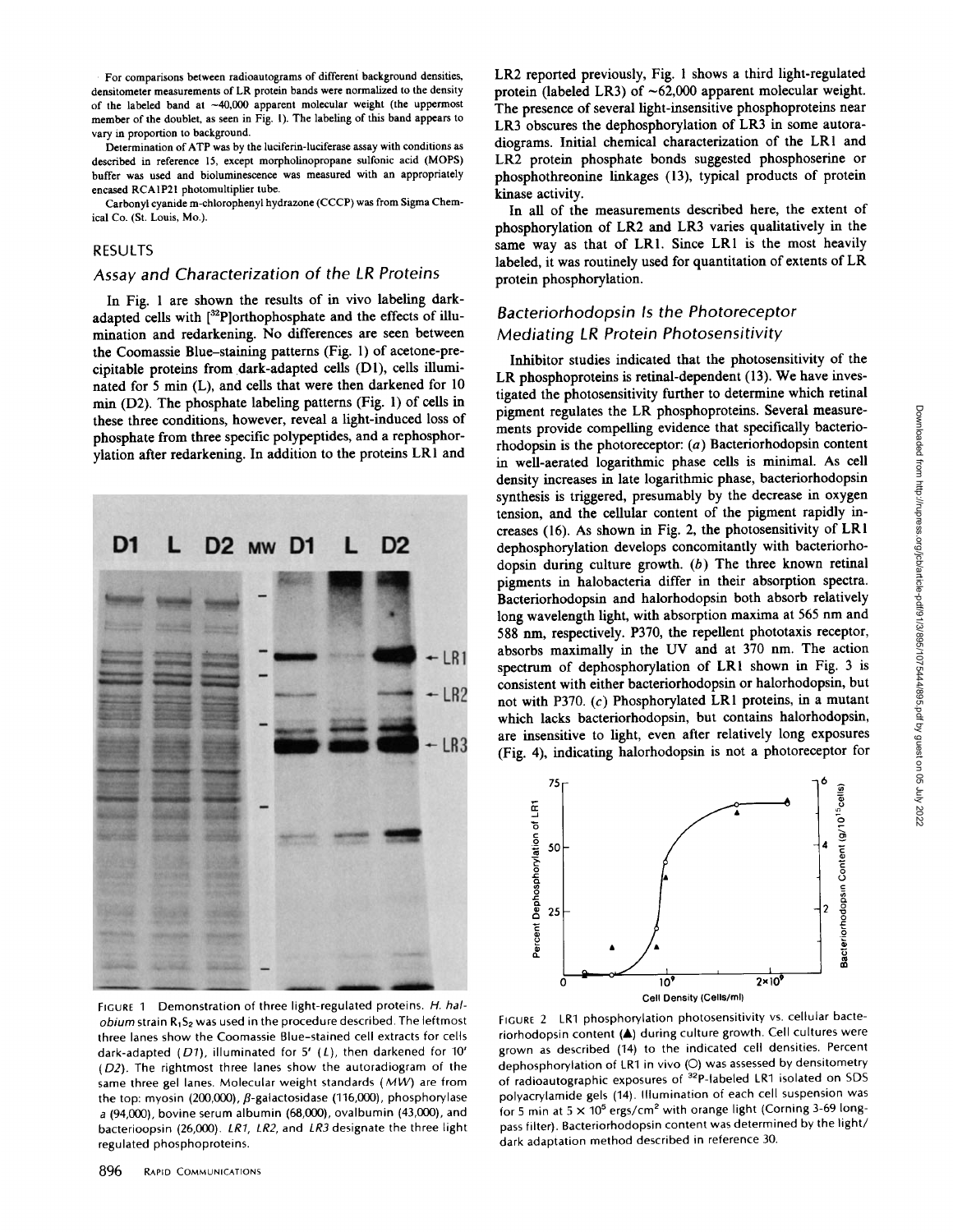For comparisons between radioautograms of different background densities, densitometer measurements of LR protein bands were normalized to the density of the labeled band at ~40,000 apparent molecular weight (the uppermost member of the doublet, as seen in Fig. 1). The labeling of this band appears to vary in proportion to background.

Determination of ATP was by the luciferin-luciferase assay with conditions as described in reference 15, except morpholinopropane sulfonic acid (MOPS) buffer was used and bioluminescence was measured with an appropriately encased RCA1P21 photomultiplier tube.

Carbonyl cyanide m-chlorophenyl hydrazone (CCCP) was from Sigma Chemical Co. (St. Louis, Mo.).

## RESULTS

### Assay and Characterization of the LR Proteins

In Fig. 1 are shown the results of in vivo labeling dark-adapted cells with [$^{32}$P]orthophosphate and the effects of illumination and redarkening. No differences are seen between the Coomassie Blue-staining patterns (Fig. 1) of acetone-precipitable proteins from dark-adapted cells (D1), cells illuminated for 5 min (L), and cells that were then darkened for 10 min (D2). The phosphate labeling patterns (Fig. 1) of cells in these three conditions, however, reveal a light-induced loss of phosphate from three specific polypeptides, and a rephosphorylation after redarkening. In addition to the proteins LR1 and LR2 reported previously, Fig. 1 shows a third light-regulated protein (labeled LR3) of ~62,000 apparent molecular weight. The presence of several light-insensitive phosphoproteins near LR3 obscures the dephosphorylation of LR3 in some autoradiograms. Initial chemical characterization of the LR1 and LR2 protein phosphate bonds suggested phosphoserine or phosphothreonine linkages (13), typical products of protein kinase activity.

FIGURE 1 Demonstration of three light-regulated proteins. *H. halobium* strain $R_1S_2$ was used in the procedure described. The leftmost three lanes show the Coomassie Blue-stained cell extracts for cells dark-adapted (*D1*), illuminated for 5′ (*L*), then darkened for 10′ (*D2*). The rightmost three lanes show the autoradiogram of the same three gel lanes. Molecular weight standards (*MW*) are from the top: myosin (200,000), β-galactosidase (116,000), phosphorylase *a* (94,000), bovine serum albumin (68,000), ovalbumin (43,000), and bacterioopsin (26,000). *LR1, LR2,* and *LR3* designate the three light regulated phosphoproteins.

In all of the measurements described here, the extent of phosphorylation of LR2 and LR3 varies qualitatively in the same way as that of LR1. Since LR1 is the most heavily labeled, it was routinely used for quantitation of extents of LR protein phosphorylation.

### Bacteriorhodopsin Is the Photoreceptor Mediating LR Protein Photosensitivity

Inhibitor studies indicated that the photosensitivity of the LR phosphoproteins is retinal-dependent (13). We have investigated the photosensitivity further to determine which retinal pigment regulates the LR phosphoproteins. Several measurements provide compelling evidence that specifically bacteriorhodopsin is the photoreceptor: (*a*) Bacteriorhodopsin content in well-aerated logarithmic phase cells is minimal. As cell density increases in late logarithmic phase, bacteriorhodopsin synthesis is triggered, presumably by the decrease in oxygen tension, and the cellular content of the pigment rapidly increases (16). As shown in Fig. 2, the photosensitivity of LR1 dephosphorylation develops concomitantly with bacteriorhodopsin during culture growth. (*b*) The three known retinal pigments in halobacteria differ in their absorption spectra. Bacteriorhodopsin and halorhodopsin both absorb relatively long wavelength light, with absorption maxima at 565 nm and 588 nm, respectively. P370, the repellent phototaxis receptor, absorbs maximally in the UV and at 370 nm. The action spectrum of dephosphorylation of LR1 shown in Fig. 3 is consistent with either bacteriorhodopsin or halorhodopsin, but not with P370. (*c*) Phosphorylated LR1 proteins, in a mutant which lacks bacteriorhodopsin, but contains halorhodopsin, are insensitive to light, even after relatively long exposures (Fig. 4), indicating halorhodopsin is not a photoreceptor for

FIGURE 2 LR1 phosphorylation photosensitivity vs. cellular bacteriorhodopsin content (▲) during culture growth. Cell cultures were grown as described (14) to the indicated cell densities. Percent dephosphorylation of LR1 in vivo (○) was assessed by densitometry of radioautographic exposures of $^{32}$P-labeled LR1 isolated on SDS polyacrylamide gels (14). Illumination of each cell suspension was for 5 min at $5 \times 10^5$ ergs/cm$^2$ with orange light (Corning 3-69 long-pass filter). Bacteriorhodopsin content was determined by the light/dark adaptation method described in reference 30.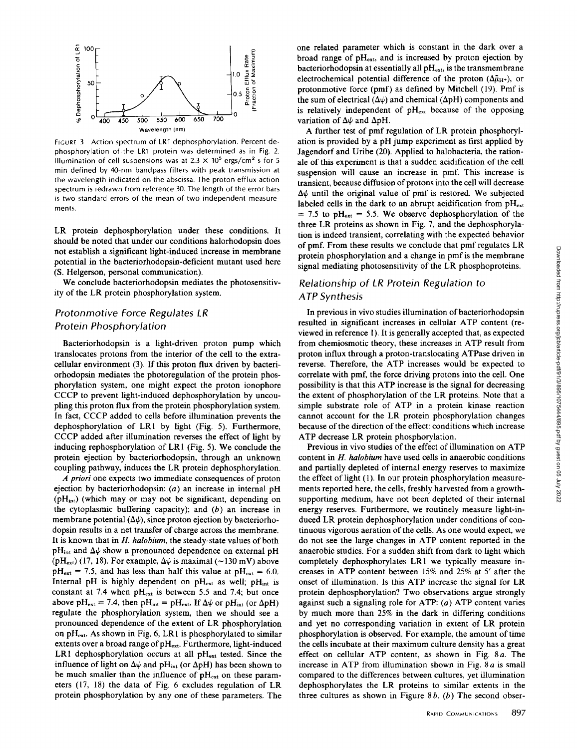FIGURE 3 Action spectrum of LR1 dephosphorylation. Percent dephosphorylation of the LR1 protein was determined as in Fig. 2. Illumination of cell suspensions was at $2.3 \times 10^5$ ergs/cm$^2$ s for 5 min defined by 40-nm bandpass filters with peak transmission at the wavelength indicated on the abscissa. The proton efflux action spectrum is redrawn from reference 30. The length of the error bars is two standard errors of the mean of two independent measurements.

LR protein dephosphorylation under these conditions. It should be noted that under our conditions halorhodopsin does not establish a significant light-induced increase in membrane potential in the bacteriorhodopsin-deficient mutant used here (S. Helgerson, personal communication).

We conclude bacteriorhodopsin mediates the photosensitivity of the LR protein phosphorylation system.

## Protonmotive Force Regulates LR Protein Phosphorylation

Bacteriorhodopsin is a light-driven proton pump which translocates protons from the interior of the cell to the extracellular environment (3). If this proton flux driven by bacteriorhodopsin mediates the photoregulation of the protein phosphorylation system, one might expect the proton ionophore CCCP to prevent light-induced dephosphorylation by uncoupling this proton flux from the protein phosphorylation system. In fact, CCCP added to cells before illumination prevents the dephosphorylation of LR1 by light (Fig. 5). Furthermore, CCCP added after illumination reverses the effect of light by inducing rephosphorylation of LR1 (Fig. 5). We conclude the protein ejection by bacteriorhodopsin, through an unknown coupling pathway, induces the LR protein dephosphorylation.

*A priori* one expects two immediate consequences of proton ejection by bacteriorhodopsin: (*a*) an increase in internal pH ($pH_{int}$) (which may or may not be significant, depending on the cytoplasmic buffering capacity); and (*b*) an increase in membrane potential ($\Delta\psi$), since proton ejection by bacteriorhodopsin results in a net transfer of charge across the membrane. It is known that in *H. halobium*, the steady-state values of both $pH_{int}$ and $\Delta\psi$ show a pronounced dependence on external pH ($pH_{ext}$) (17, 18). For example, $\Delta\psi$ is maximal (~130 mV) above $pH_{ext}$ = 7.5, and has less than half this value at $pH_{ext}$ = 6.0. Internal pH is highly dependent on $pH_{ext}$ as well; $pH_{int}$ is constant at 7.4 when $pH_{ext}$ is between 5.5 and 7.4; but once above $pH_{ext}$ = 7.4, then $pH_{int}$ = $pH_{ext}$. If $\Delta\psi$ or $pH_{int}$ (or $\Delta pH$) regulate the phosphorylation system, then we should see a pronounced dependence of the extent of LR phosphorylation on $pH_{ext}$. As shown in Fig. 6, LR1 is phosphorylated to similar extents over a broad range of $pH_{ext}$. Furthermore, light-induced LR1 dephosphorylation occurs at all $pH_{ext}$ tested. Since the influence of light on $\Delta\psi$ and $pH_{int}$ (or $\Delta pH$) has been shown to be much smaller than the influence of $pH_{ext}$ on these parameters (17, 18) the data of Fig. 6 excludes regulation of LR protein phosphorylation by any one of these parameters. The one related parameter which is constant in the dark over a broad range of $pH_{ext}$, and is increased by proton ejection by bacteriorhodopsin at essentially all $pH_{ext}$, is the transmembrane electrochemical potential difference of the proton ($\Delta\tilde{\mu}_{H^+}$), or protonmotive force (pmf) as defined by Mitchell (19). Pmf is the sum of electrical ($\Delta\psi$) and chemical ($\Delta pH$) components and is relatively independent of $pH_{ext}$ because of the opposing variation of $\Delta\psi$ and $\Delta pH$.

A further test of pmf regulation of LR protein phosphorylation is provided by a pH jump experiment as first applied by Jagendorf and Uribe (20). Applied to halobacteria, the rationale of this experiment is that a sudden acidification of the cell suspension will cause an increase in pmf. This increase is transient, because diffusion of protons into the cell will decrease $\Delta\psi$ until the original value of pmf is restored. We subjected labeled cells in the dark to an abrupt acidification from $pH_{ext}$ = 7.5 to $pH_{ext}$ = 5.5. We observe dephosphorylation of the three LR proteins as shown in Fig. 7, and the dephosphorylation is indeed transient, correlating with the expected behavior of pmf. From these results we conclude that pmf regulates LR protein phosphorylation and a change in pmf is the membrane signal mediating photosensitivity of the LR phosphoproteins.

## Relationship of LR Protein Regulation to ATP Synthesis

In previous in vivo studies illumination of bacteriorhodopsin resulted in significant increases in cellular ATP content (reviewed in reference 1). It is generally accepted that, as expected from chemiosmotic theory, these increases in ATP result from proton influx through a proton-translocating ATPase driven in reverse. Therefore, the ATP increases would be expected to correlate with pmf, the force driving protons into the cell. One possibility is that this ATP increase is the signal for decreasing the extent of phosphorylation of the LR proteins. Note that a simple substrate role of ATP in a protein kinase reaction cannot account for the LR protein phosphorylation changes because of the direction of the effect: conditions which increase ATP decrease LR protein phosphorylation.

Previous in vivo studies of the effect of illumination on ATP content in *H. halobium* have used cells in anaerobic conditions and partially depleted of internal energy reserves to maximize the effect of light (1). In our protein phosphorylation measurements reported here, the cells, freshly harvested from a growth-supporting medium, have not been depleted of their internal energy reserves. Furthermore, we routinely measure light-induced LR protein dephosphorylation under conditions of continuous vigorous aeration of the cells. As one would expect, we do not see the large changes in ATP content reported in the anaerobic studies. For a sudden shift from dark to light which completely dephosphorylates LR1 we typically measure increases in ATP content between 15% and 25% at 5' after the onset of illumination. Is this ATP increase the signal for LR protein dephosphorylation? Two observations argue strongly against such a signaling role for ATP: (*a*) ATP content varies by much more than 25% in the dark in differing conditions and yet no corresponding variation in extent of LR protein phosphorylation is observed. For example, the amount of time the cells incubate at their maximum culture density has a great effect on cellular ATP content, as shown in Fig. 8*a*. The increase in ATP from illumination shown in Fig. 8*a* is small compared to the differences between cultures, yet illumination dephosphorylates the LR proteins to similar extents in the three cultures as shown in Figure 8*b*. (*b*) The second obser-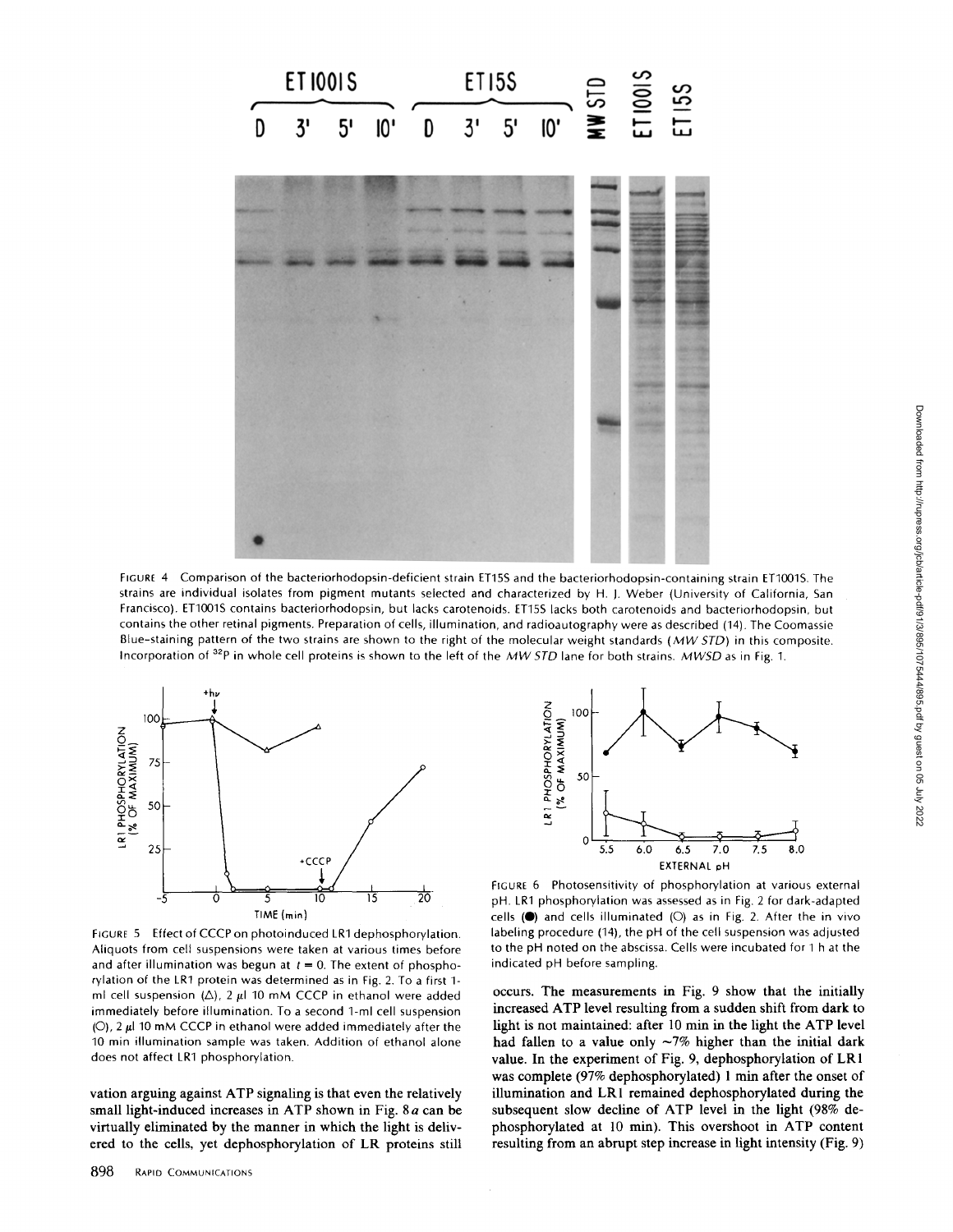FIGURE 4 Comparison of the bacteriorhodopsin-deficient strain ET15S and the bacteriorhodopsin-containing strain ET1001S. The strains are individual isolates from pigment mutants selected and characterized by H. J. Weber (University of California, San Francisco). ET1001S contains bacteriorhodopsin, but lacks carotenoids. ET15S lacks both carotenoids and bacteriorhodopsin, but contains the other retinal pigments. Preparation of cells, illumination, and radioautography were as described (14). The Coomassie Blue-staining pattern of the two strains are shown to the right of the molecular weight standards (*MW STD*) in this composite. Incorporation of $^{32}P$ in whole cell proteins is shown to the left of the *MW STD* lane for both strains. *MWSD* as in Fig. 1.

FIGURE 5 Effect of CCCP on photoinduced LR1 dephosphorylation. Aliquots from cell suspensions were taken at various times before and after illumination was begun at $t = 0$. The extent of phosphorylation of the LR1 protein was determined as in Fig. 2. To a first 1-ml cell suspension (△), 2 μl 10 mM CCCP in ethanol were added immediately before illumination. To a second 1-ml cell suspension (○), 2 μl 10 mM CCCP in ethanol were added immediately after the 10 min illumination sample was taken. Addition of ethanol alone does not affect LR1 phosphorylation.

FIGURE 6 Photosensitivity of phosphorylation at various external pH. LR1 phosphorylation was assessed as in Fig. 2 for dark-adapted cells (●) and cells illuminated (○) as in Fig. 2. After the in vivo labeling procedure (14), the pH of the cell suspension was adjusted to the pH noted on the abscissa. Cells were incubated for 1 h at the indicated pH before sampling.

vation arguing against ATP signaling is that even the relatively small light-induced increases in ATP shown in Fig. 8*a* can be virtually eliminated by the manner in which the light is delivered to the cells, yet dephosphorylation of LR proteins still occurs. The measurements in Fig. 9 show that the initially increased ATP level resulting from a sudden shift from dark to light is not maintained: after 10 min in the light the ATP level had fallen to a value only ~7% higher than the initial dark value. In the experiment of Fig. 9, dephosphorylation of LR1 was complete (97% dephosphorylated) 1 min after the onset of illumination and LR1 remained dephosphorylated during the subsequent slow decline of ATP level in the light (98% dephosphorylated at 10 min). This overshoot in ATP content resulting from an abrupt step increase in light intensity (Fig. 9)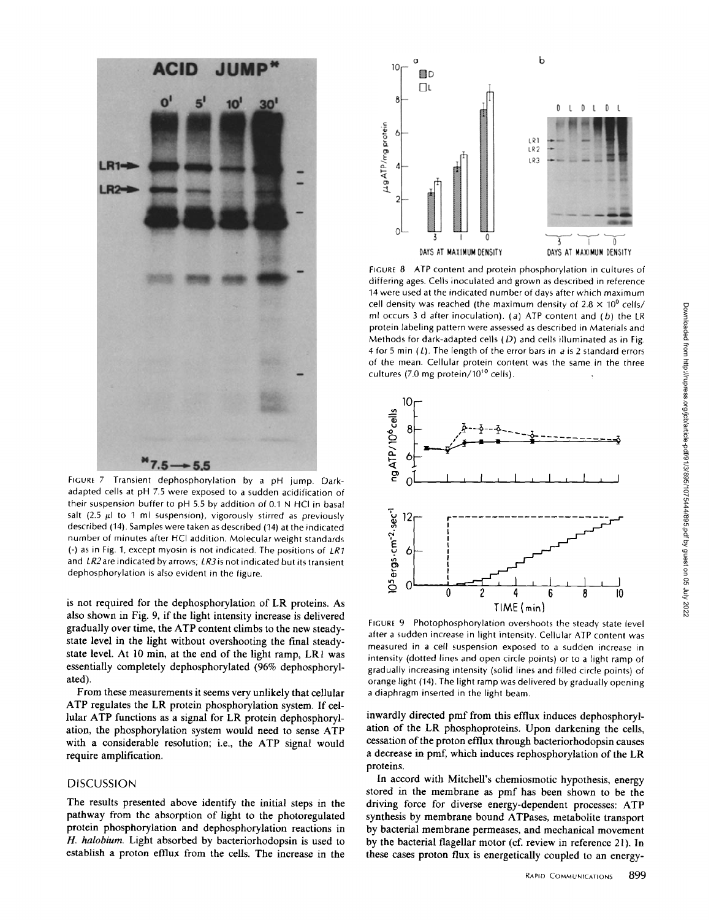FIGURE 7 Transient dephosphorylation by a pH jump. Dark-adapted cells at pH 7.5 were exposed to a sudden acidification of their suspension buffer to pH 5.5 by addition of 0.1 N HCl in basal salt (2.5 μl to 1 ml suspension), vigorously stirred as previously described (14). Samples were taken as described (14) at the indicated number of minutes after HCl addition. Molecular weight standards (-) as in Fig. 1, except myosin is not indicated. The positions of *LR1* and *LR2* are indicated by arrows; *LR3* is not indicated but its transient dephosphorylation is also evident in the figure.

FIGURE 8 ATP content and protein phosphorylation in cultures of differing ages. Cells inoculated and grown as described in reference 14 were used at the indicated number of days after which maximum cell density was reached (the maximum density of $2.8 \times 10^9$ cells/ml occurs 3 d after inoculation). (*a*) ATP content and (*b*) the LR protein labeling pattern were assessed as described in Materials and Methods for dark-adapted cells (*D*) and cells illuminated as in Fig. 4 for 5 min (*L*). The length of the error bars in *a* is 2 standard errors of the mean. Cellular protein content was the same in the three cultures (7.0 mg protein/$10^{10}$ cells).

FIGURE 9 Photophosphorylation overshoots the steady state level after a sudden increase in light intensity. Cellular ATP content was measured in a cell suspension exposed to a sudden increase in intensity (dotted lines and open circle points) or to a light ramp of gradually increasing intensity (solid lines and filled circle points) of orange light (14). The light ramp was delivered by gradually opening a diaphragm inserted in the light beam.

is not required for the dephosphorylation of LR proteins. As also shown in Fig. 9, if the light intensity increase is delivered gradually over time, the ATP content climbs to the new steady-state level in the light without overshooting the final steady-state level. At 10 min, at the end of the light ramp, LR1 was essentially completely dephosphorylated (96% dephosphorylated).

From these measurements it seems very unlikely that cellular ATP regulates the LR protein phosphorylation system. If cellular ATP functions as a signal for LR protein dephosphorylation, the phosphorylation system would need to sense ATP with a considerable resolution; i.e., the ATP signal would require amplification.

## DISCUSSION

The results presented above identify the initial steps in the pathway from the absorption of light to the photoregulated protein phosphorylation and dephosphorylation reactions in *H. halobium*. Light absorbed by bacteriorhodopsin is used to establish a proton efflux from the cells. The increase in the inwardly directed pmf from this efflux induces dephosphorylation of the LR phosphoproteins. Upon darkening the cells, cessation of the proton efflux through bacteriorhodopsin causes a decrease in pmf, which induces rephosphorylation of the LR proteins.

In accord with Mitchell's chemiosmotic hypothesis, energy stored in the membrane as pmf has been shown to be the driving force for diverse energy-dependent processes: ATP synthesis by membrane bound ATPases, metabolite transport by bacterial membrane permeases, and mechanical movement by the bacterial flagellar motor (cf. review in reference 21). In these cases proton flux is energetically coupled to an energy-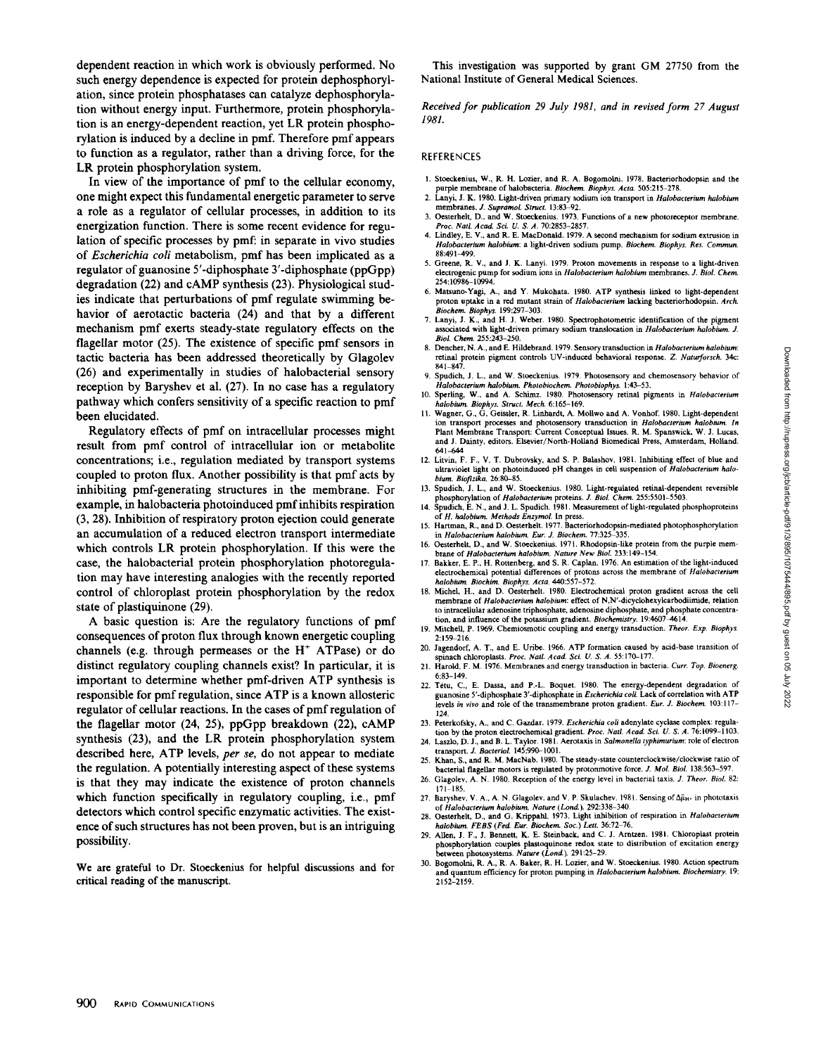dependent reaction in which work is obviously performed. No such energy dependence is expected for protein dephosphorylation, since protein phosphatases can catalyze dephosphorylation without energy input. Furthermore, protein phosphorylation is an energy-dependent reaction, yet LR protein phosphorylation is induced by a decline in pmf. Therefore pmf appears to function as a regulator, rather than a driving force, for the LR protein phosphorylation system.

In view of the importance of pmf to the cellular economy, one might expect this fundamental energetic parameter to serve a role as a regulator of cellular processes, in addition to its energization function. There is some recent evidence for regulation of specific processes by pmf: in separate in vivo studies of *Escherichia coli* metabolism, pmf has been implicated as a regulator of guanosine 5'-diphosphate 3'-diphosphate (ppGpp) degradation (22) and cAMP synthesis (23). Physiological studies indicate that perturbations of pmf regulate swimming behavior of aerotactic bacteria (24) and that by a different mechanism pmf exerts steady-state regulatory effects on the flagellar motor (25). The existence of specific pmf sensors in tactic bacteria has been addressed theoretically by Glagolev (26) and experimentally in studies of halobacterial sensory reception by Baryshev et al. (27). In no case has a regulatory pathway which confers sensitivity of a specific reaction to pmf been elucidated.

Regulatory effects of pmf on intracellular processes might result from pmf control of intracellular ion or metabolite concentrations; i.e., regulation mediated by transport systems coupled to proton flux. Another possibility is that pmf acts by inhibiting pmf-generating structures in the membrane. For example, in halobacteria photoinduced pmf inhibits respiration (3, 28). Inhibition of respiratory proton ejection could generate an accumulation of a reduced electron transport intermediate which controls LR protein phosphorylation. If this were the case, the halobacterial protein phosphorylation photoregulation may have interesting analogies with the recently reported control of chloroplast protein phosphorylation by the redox state of plastiquinone (29).

A basic question is: Are the regulatory functions of pmf consequences of proton flux through known energetic coupling channels (e.g. through permeases or the $H^+$ ATPase) or do distinct regulatory coupling channels exist? In particular, it is important to determine whether pmf-driven ATP synthesis is responsible for pmf regulation, since ATP is a known allosteric regulator of cellular reactions. In the cases of pmf regulation of the flagellar motor (24, 25), ppGpp breakdown (22), cAMP synthesis (23), and the LR protein phosphorylation system described here, ATP levels, *per se*, do not appear to mediate the regulation. A potentially interesting aspect of these systems is that they may indicate the existence of proton channels which function specifically in regulatory coupling, i.e., pmf detectors which control specific enzymatic activities. The existence of such structures has not been proven, but is an intriguing possibility.

We are grateful to Dr. Stoeckenius for helpful discussions and for critical reading of the manuscript.

This investigation was supported by grant GM 27750 from the National Institute of General Medical Sciences.

*Received for publication 29 July 1981, and in revised form 27 August 1981.*

## REFERENCES

1. Stoeckenius, W., R. H. Lozier, and R. A. Bogomolni. 1978. Bacteriorhodopsin and the purple membrane of halobacteria. *Biochem. Biophys. Acta.* 505:215–278.
2. Lanyi, J. K. 1980. Light-driven primary sodium ion transport in *Halobacterium halobium* membranes. *J. Supramol. Struct.* 13:83–92.
3. Oesterhelt, D., and W. Stoeckenius. 1973. Functions of a new photoreceptor membrane. *Proc. Natl. Acad. Sci. U. S. A.* 70:2853–2857.
4. Lindley, E. V., and R. E. MacDonald. 1979. A second mechanism for sodium extrusion in *Halobacterium halobium*: a light-driven sodium pump. *Biochem. Biophys. Res. Commun.* 88:491–499.
5. Greene, R. V., and J. K. Lanyi. 1979. Proton movements in response to a light-driven electrogenic pump for sodium ions in *Halobacterium halobium* membranes. *J. Biol. Chem.* 254:10986–10994.
6. Matsuno-Yagi, A., and Y. Mukohata. 1980. ATP synthesis linked to light-dependent proton uptake in a red mutant strain of *Halobacterium* lacking bacteriorhodopsin. *Arch. Biochem. Biophys.* 199:297–303.
7. Lanyi, J. K., and H. J. Weber. 1980. Spectrophotometric identification of the pigment associated with light-driven primary sodium translocation in *Halobacterium halobium*. *J. Biol. Chem.* 255:243–250.
8. Dencher, N. A., and E. Hildebrand. 1979. Sensory transduction in *Halobacterium halobium*: retinal protein pigment controls UV-induced behavioral response. *Z. Naturforsch.* 34c: 841–847.
9. Spudich, J. L., and W. Stoeckenius. 1979. Photosensory and chemosensory behavior of *Halobacterium halobium*. *Photobiochem. Photobiophys.* 1:43–53.
10. Sperling, W., and A. Schimz. 1980. Photosensory retinal pigments in *Halobacterium halobium*. *Biophys. Struct. Mech.* 6:165–169.
11. Wagner, G., G. Geissler, R. Linhardt, A. Mollwo and A. Vonhof. 1980. Light-dependent ion transport processes and photosensory transduction in *Halobacterium halobium*. *In* Plant Membrane Transport: Current Conceptual Issues. R. M. Spanswick, W. J. Lucas, and J. Dainty, editors. Elsevier/North-Holland Biomedical Press, Amsterdam, Holland. 641–644
12. Litvin, F. F., V. T. Dubrovsky, and S. P. Balashov. 1981. Inhibiting effect of blue and ultraviolet light on photoinduced pH changes in cell suspension of *Halobacterium halobium*. *Biofizika.* 26:80–85.
13. Spudich, J. L., and W. Stoeckenius. 1980. Light-regulated retinal-dependent reversible phosphorylation of *Halobacterium* proteins. *J. Biol. Chem.* 255:5501–5503.
14. Spudich, E. N., and J. L. Spudich. 1981. Measurement of light-regulated phosphoproteins of *H. halobium*. *Methods Enzymol.* In press.
15. Hartman, R., and D. Oesterhelt. 1977. Bacteriorhodopsin-mediated photophosphorylation in *Halobacterium halobium*. *Eur. J. Biochem.* 77:325–335.
16. Oesterhelt, D., and W. Stoeckenius. 1971. Rhodopsin-like protein from the purple membrane of *Halobacterium halobium*. *Nature New Biol.* 233:149–154.
17. Bakker, E. P., H. Rottenberg, and S. R. Caplan. 1976. An estimation of the light-induced electrochemical potential differences of protons across the membrane of *Halobacterium halobium*. *Biochim. Biophys. Acta.* 440:557–572.
18. Michel, H., and D. Oesterhelt. 1980. Electrochemical proton gradient across the cell membrane of *Halobacterium halobium*: effect of N,N'-dicyclohexylcarbodiimide, relation to intracellular adenosine triphosphate, adenosine diphosphate, and phosphate concentration, and influence of the potassium gradient. *Biochemistry.* 19:4607–4614.
19. Mitchell, P. 1969. Chemiosmotic coupling and energy transduction. *Theor. Exp. Biophys.* 2:159–216.
20. Jagendorf, A. T., and E. Uribe. 1966. ATP formation caused by acid-base transition of spinach chloroplasts. *Proc. Natl. Acad. Sci. U. S. A.* 55:170–177.
21. Harold, F. M. 1976. Membranes and energy transduction in bacteria. *Curr. Top. Bioenerg.* 6:83–149.
22. Tétu, C., E. Dassa, and P.-L. Boquet. 1980. The energy-dependent degradation of guanosine 5'-diphosphate 3'-diphosphate in *Escherichia coli*. Lack of correlation with ATP levels *in vivo* and role of the transmembrane proton gradient. *Eur. J. Biochem.* 103:117–124.
23. Peterkofsky, A., and C. Gazdar. 1979. *Escherichia coli* adenylate cyclase complex: regulation by the proton electrochemical gradient. *Proc. Natl. Acad. Sci. U. S. A.* 76:1099–1103.
24. Laszlo, D. J., and B. L. Taylor. 1981. Aerotaxis in *Salmonella typhimurium*: role of electron transport. *J. Bacteriol.* 145:990–1001.
25. Khan, S., and R. M. MacNab. 1980. The steady-state counterclockwise/clockwise ratio of bacterial flagellar motors is regulated by protonmotive force. *J. Mol. Biol.* 138:563–597.
26. Glagolev, A. N. 1980. Reception of the energy level in bacterial taxis. *J. Theor. Biol.* 82: 171–185.
27. Baryshev, V. A., A. N. Glagolev, and V. P. Skulachev. 1981. Sensing of $\Delta\bar{\mu}_{H^+}$ in phototaxis of *Halobacterium halobium*. *Nature (Lond.).* 292:338–340.
28. Oesterhelt, D., and G. Krippahl. 1973. Light inhibition of respiration in *Halobacterium halobium*. *FEBS (Fed. Eur. Biochem. Soc.) Lett.* 36:72–76.
29. Allen, J. F., J. Bennett, K. E. Steinback, and C. J. Arntzen. 1981. Chloroplast protein phosphorylation couples plastoquinone redox state to distribution of excitation energy between photosystems. *Nature (Lond.).* 291:25–29.
30. Bogomolni, R. A., R. A. Baker, R. H. Lozier, and W. Stoeckenius. 1980. Action spectrum and quantum efficiency for proton pumping in *Halobacterium halobium*. *Biochemistry.* 19: 2152–2159.